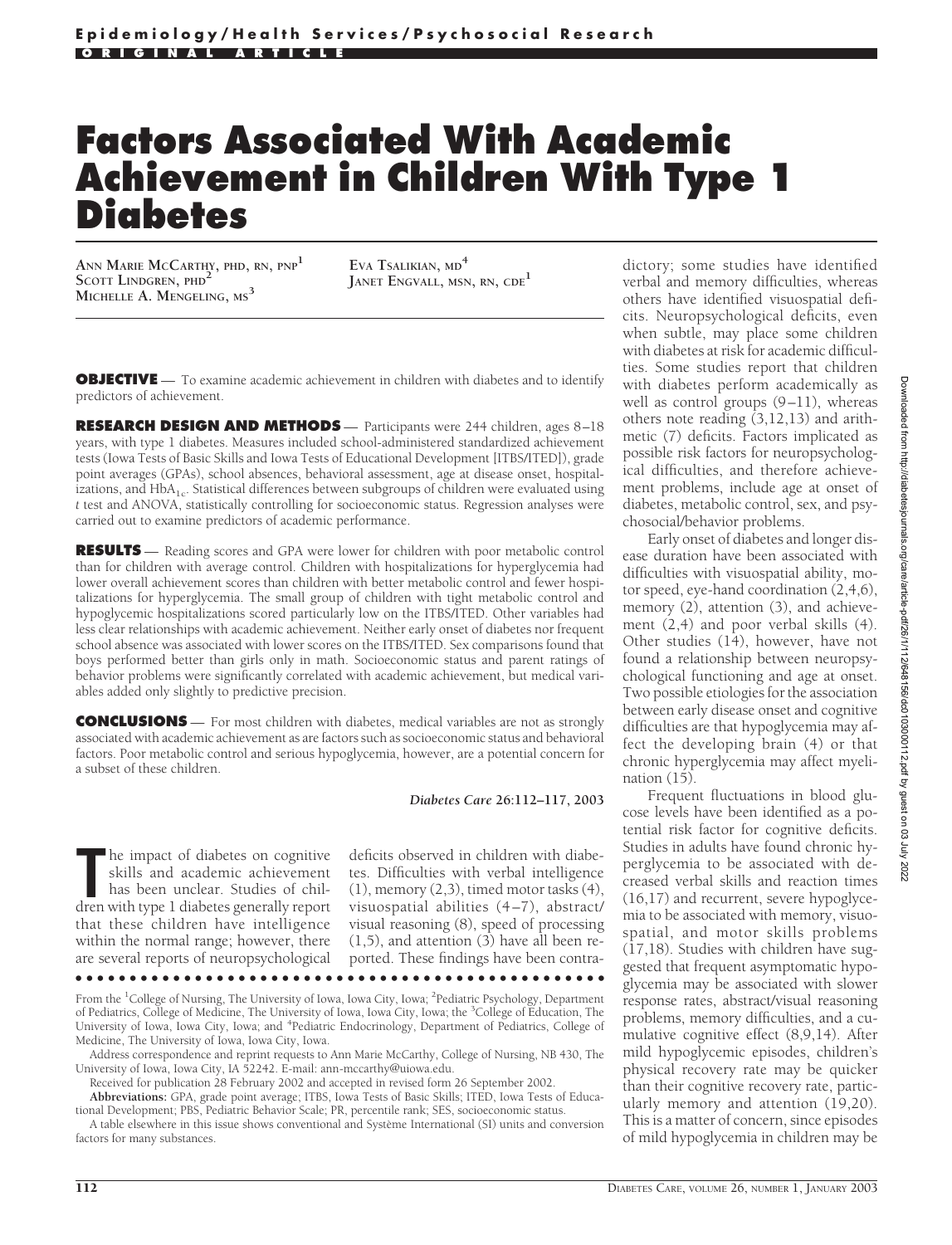Epidemiology/Health Services/Psychosocial Research

ORIGINAL ARTICLE

# Factors Associated With Academic Achievement in Children With Type 1 Diabetes

ANN MARIE MCCARTHY, PHD, RN, PNP[1]
SCOTT LINDGREN, PHD[2]
MICHELLE A. MENGELING, MS[3]
EVA TSALIKIAN, MD[4]
JANET ENGVALL, MSN, RN, CDE[1]

**OBJECTIVE** — To examine academic achievement in children with diabetes and to identify predictors of achievement.

**RESEARCH DESIGN AND METHODS** — Participants were 244 children, ages 8–18 years, with type 1 diabetes. Measures included school-administered standardized achievement tests (Iowa Tests of Basic Skills and Iowa Tests of Educational Development [ITBS/ITED]), grade point averages (GPAs), school absences, behavioral assessment, age at disease onset, hospitalizations, and $HbA_{1c}$. Statistical differences between subgroups of children were evaluated using *t* test and ANOVA, statistically controlling for socioeconomic status. Regression analyses were carried out to examine predictors of academic performance.

**RESULTS** — Reading scores and GPA were lower for children with poor metabolic control than for children with average control. Children with hospitalizations for hyperglycemia had lower overall achievement scores than children with better metabolic control and fewer hospitalizations for hyperglycemia. The small group of children with tight metabolic control and hypoglycemic hospitalizations scored particularly low on the ITBS/ITED. Other variables had less clear relationships with academic achievement. Neither early onset of diabetes nor frequent school absence was associated with lower scores on the ITBS/ITED. Sex comparisons found that boys performed better than girls only in math. Socioeconomic status and parent ratings of behavior problems were significantly correlated with academic achievement, but medical variables added only slightly to predictive precision.

**CONCLUSIONS** — For most children with diabetes, medical variables are not as strongly associated with academic achievement as are factors such as socioeconomic status and behavioral factors. Poor metabolic control and serious hypoglycemia, however, are a potential concern for a subset of these children.

*Diabetes Care* 26:112–117, 2003

The impact of diabetes on cognitive skills and academic achievement has been unclear. Studies of children with type 1 diabetes generally report that these children have intelligence within the normal range; however, there are several reports of neuropsychological deficits observed in children with diabetes. Difficulties with verbal intelligence (1), memory (2,3), timed motor tasks (4), visuospatial abilities (4–7), abstract/visual reasoning (8), speed of processing (1,5), and attention (3) have all been reported. These findings have been contradictory; some studies have identified verbal and memory difficulties, whereas others have identified visuospatial deficits. Neuropsychological deficits, even when subtle, may place some children with diabetes at risk for academic difficulties. Some studies report that children with diabetes perform academically as well as control groups (9–11), whereas others note reading (3,12,13) and arithmetic (7) deficits. Factors implicated as possible risk factors for neuropsychological difficulties, and therefore achievement problems, include age at onset of diabetes, metabolic control, sex, and psychosocial/behavior problems.

Early onset of diabetes and longer disease duration have been associated with difficulties with visuospatial ability, motor speed, eye-hand coordination (2,4,6), memory (2), attention (3), and achievement (2,4) and poor verbal skills (4). Other studies (14), however, have not found a relationship between neuropsychological functioning and age at onset. Two possible etiologies for the association between early disease onset and cognitive difficulties are that hypoglycemia may affect the developing brain (4) or that chronic hyperglycemia may affect myelination (15).

Frequent fluctuations in blood glucose levels have been identified as a potential risk factor for cognitive deficits. Studies in adults have found chronic hyperglycemia to be associated with decreased verbal skills and reaction times (16,17) and recurrent, severe hypoglycemia to be associated with memory, visuospatial, and motor skills problems (17,18). Studies with children have suggested that frequent asymptomatic hypoglycemia may be associated with slower response rates, abstract/visual reasoning problems, memory difficulties, and a cumulative cognitive effect (8,9,14). After mild hypoglycemic episodes, children's physical recovery rate may be quicker than their cognitive recovery rate, particularly memory and attention (19,20). This is a matter of concern, since episodes of mild hypoglycemia in children may be

From the [1]College of Nursing, The University of Iowa, Iowa City, Iowa; [2]Pediatric Psychology, Department of Pediatrics, College of Medicine, The University of Iowa, Iowa City, Iowa; the [3]College of Education, The University of Iowa, Iowa City, Iowa; and [4]Pediatric Endocrinology, Department of Pediatrics, College of Medicine, The University of Iowa, Iowa City, Iowa.

Address correspondence and reprint requests to Ann Marie McCarthy, College of Nursing, NB 430, The University of Iowa, Iowa City, IA 52242. E-mail: ann-mccarthy@uiowa.edu.

Received for publication 28 February 2002 and accepted in revised form 26 September 2002.

**Abbreviations:** GPA, grade point average; ITBS, Iowa Tests of Basic Skills; ITED, Iowa Tests of Educational Development; PBS, Pediatric Behavior Scale; PR, percentile rank; SES, socioeconomic status.

A table elsewhere in this issue shows conventional and Système International (SI) units and conversion factors for many substances.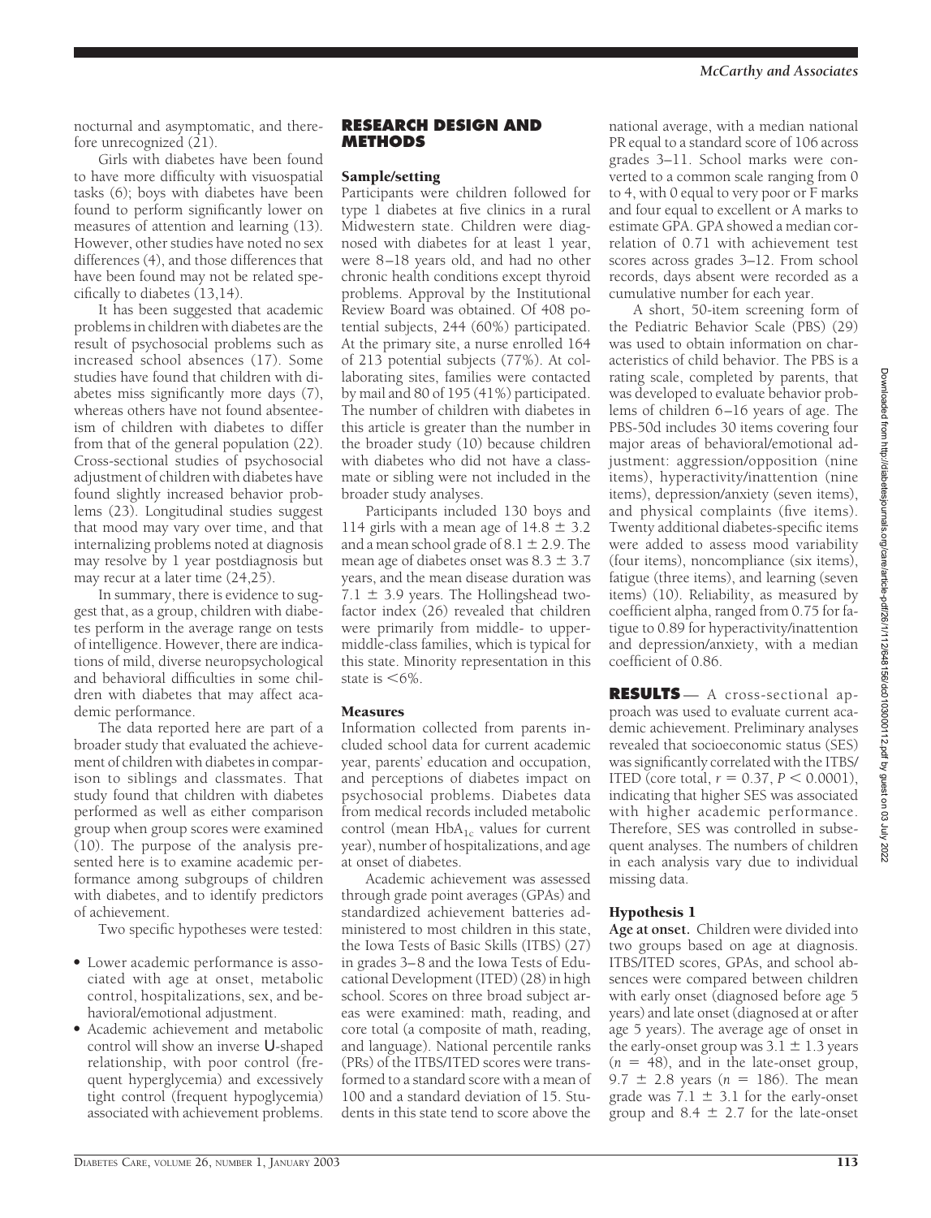nocturnal and asymptomatic, and therefore unrecognized (21).

Girls with diabetes have been found to have more difficulty with visuospatial tasks (6); boys with diabetes have been found to perform significantly lower on measures of attention and learning (13). However, other studies have noted no sex differences (4), and those differences that have been found may not be related specifically to diabetes (13,14).

It has been suggested that academic problems in children with diabetes are the result of psychosocial problems such as increased school absences (17). Some studies have found that children with diabetes miss significantly more days (7), whereas others have not found absenteeism of children with diabetes to differ from that of the general population (22). Cross-sectional studies of psychosocial adjustment of children with diabetes have found slightly increased behavior problems (23). Longitudinal studies suggest that mood may vary over time, and that internalizing problems noted at diagnosis may resolve by 1 year postdiagnosis but may recur at a later time (24,25).

In summary, there is evidence to suggest that, as a group, children with diabetes perform in the average range on tests of intelligence. However, there are indications of mild, diverse neuropsychological and behavioral difficulties in some children with diabetes that may affect academic performance.

The data reported here are part of a broader study that evaluated the achievement of children with diabetes in comparison to siblings and classmates. That study found that children with diabetes performed as well as either comparison group when group scores were examined (10). The purpose of the analysis presented here is to examine academic performance among subgroups of children with diabetes, and to identify predictors of achievement.

Two specific hypotheses were tested:

- Lower academic performance is associated with age at onset, metabolic control, hospitalizations, sex, and behavioral/emotional adjustment.
- Academic achievement and metabolic control will show an inverse U-shaped relationship, with poor control (frequent hyperglycemia) and excessively tight control (frequent hypoglycemia) associated with achievement problems.

## RESEARCH DESIGN AND METHODS

### Sample/setting

Participants were children followed for type 1 diabetes at five clinics in a rural Midwestern state. Children were diagnosed with diabetes for at least 1 year, were 8–18 years old, and had no other chronic health conditions except thyroid problems. Approval by the Institutional Review Board was obtained. Of 408 potential subjects, 244 (60%) participated. At the primary site, a nurse enrolled 164 of 213 potential subjects (77%). At collaborating sites, families were contacted by mail and 80 of 195 (41%) participated. The number of children with diabetes in this article is greater than the number in the broader study (10) because children with diabetes who did not have a classmate or sibling were not included in the broader study analyses.

Participants included 130 boys and 114 girls with a mean age of $14.8 \pm 3.2$ and a mean school grade of $8.1 \pm 2.9$. The mean age of diabetes onset was $8.3 \pm 3.7$ years, and the mean disease duration was $7.1 \pm 3.9$ years. The Hollingshead two-factor index (26) revealed that children were primarily from middle- to upper-middle-class families, which is typical for this state. Minority representation in this state is $<6\%$.

### Measures

Information collected from parents included school data for current academic year, parents' education and occupation, and perceptions of diabetes impact on psychosocial problems. Diabetes data from medical records included metabolic control (mean $HbA_{1c}$ values for current year), number of hospitalizations, and age at onset of diabetes.

Academic achievement was assessed through grade point averages (GPAs) and standardized achievement batteries administered to most children in this state, the Iowa Tests of Basic Skills (ITBS) (27) in grades 3–8 and the Iowa Tests of Educational Development (ITED) (28) in high school. Scores on three broad subject areas were examined: math, reading, and core total (a composite of math, reading, and language). National percentile ranks (PRs) of the ITBS/ITED scores were transformed to a standard score with a mean of 100 and a standard deviation of 15. Students in this state tend to score above the national average, with a median national PR equal to a standard score of 106 across grades 3–11. School marks were converted to a common scale ranging from 0 to 4, with 0 equal to very poor or F marks and four equal to excellent or A marks to estimate GPA. GPA showed a median correlation of 0.71 with achievement test scores across grades 3–12. From school records, days absent were recorded as a cumulative number for each year.

A short, 50-item screening form of the Pediatric Behavior Scale (PBS) (29) was used to obtain information on characteristics of child behavior. The PBS is a rating scale, completed by parents, that was developed to evaluate behavior problems of children 6–16 years of age. The PBS-50d includes 30 items covering four major areas of behavioral/emotional adjustment: aggression/opposition (nine items), hyperactivity/inattention (nine items), depression/anxiety (seven items), and physical complaints (five items). Twenty additional diabetes-specific items were added to assess mood variability (four items), noncompliance (six items), fatigue (three items), and learning (seven items) (10). Reliability, as measured by coefficient alpha, ranged from 0.75 for fatigue to 0.89 for hyperactivity/inattention and depression/anxiety, with a median coefficient of 0.86.

## RESULTS

— A cross-sectional approach was used to evaluate current academic achievement. Preliminary analyses revealed that socioeconomic status (SES) was significantly correlated with the ITBS/ITED (core total, $r = 0.37$, $P < 0.0001$), indicating that higher SES was associated with higher academic performance. Therefore, SES was controlled in subsequent analyses. The numbers of children in each analysis vary due to individual missing data.

### Hypothesis 1

**Age at onset.** Children were divided into two groups based on age at diagnosis. ITBS/ITED scores, GPAs, and school absences were compared between children with early onset (diagnosed before age 5 years) and late onset (diagnosed at or after age 5 years). The average age of onset in the early-onset group was $3.1 \pm 1.3$ years ($n = 48$), and in the late-onset group, $9.7 \pm 2.8$ years ($n = 186$). The mean grade was $7.1 \pm 3.1$ for the early-onset group and $8.4 \pm 2.7$ for the late-onset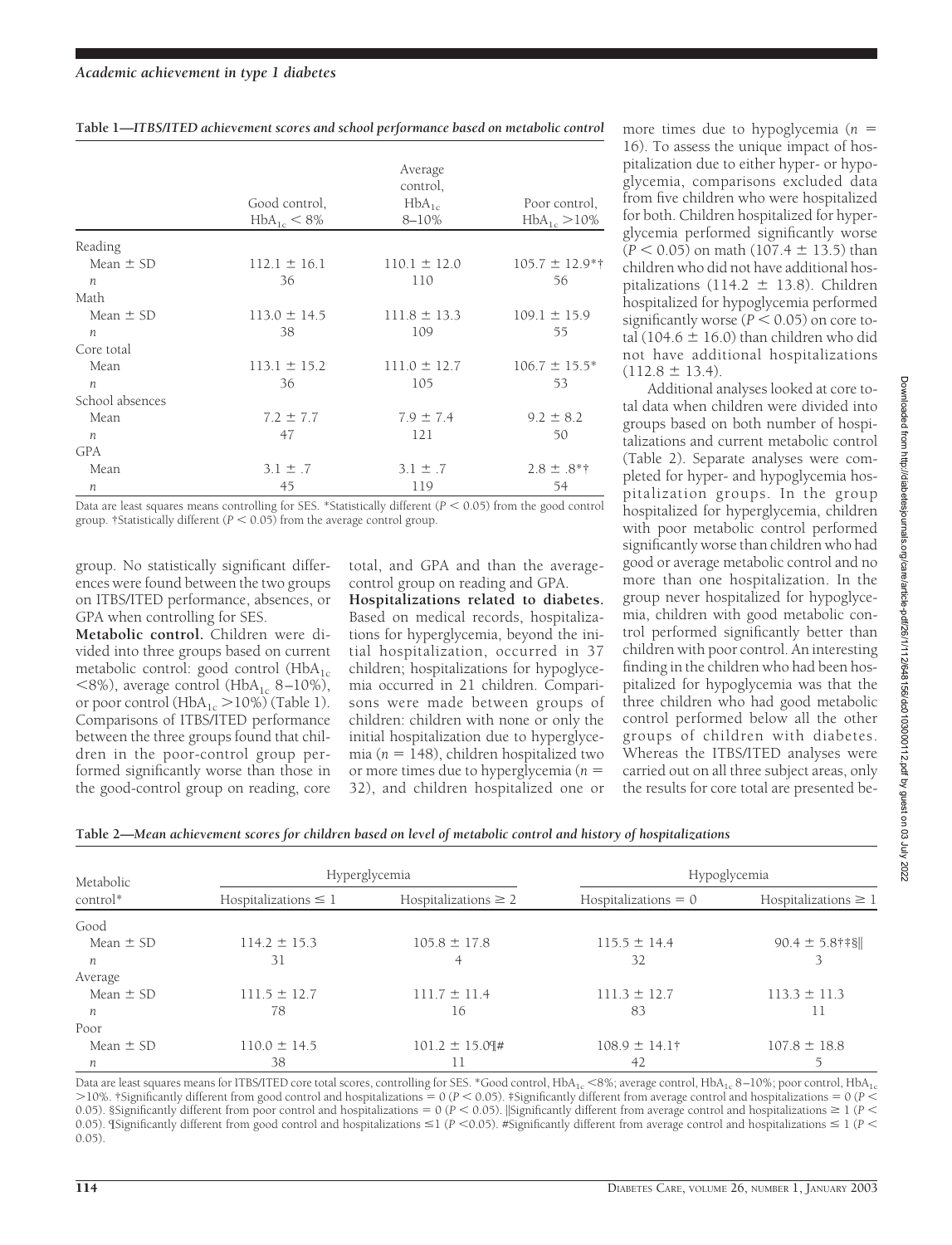**Table 1—*ITBS/ITED achievement scores and school performance based on metabolic control***

| | Good control, $HbA_{1c}$ < 8% | Average control, $HbA_{1c}$ 8–10% | Poor control, $HbA_{1c}$ >10% |
|---|---|---|---|
| Reading | | | |
| Mean ± SD | 112.1 ± 16.1 | 110.1 ± 12.0 | 105.7 ± 12.9*† |
| *n* | 36 | 110 | 56 |
| Math | | | |
| Mean ± SD | 113.0 ± 14.5 | 111.8 ± 13.3 | 109.1 ± 15.9 |
| *n* | 38 | 109 | 55 |
| Core total | | | |
| Mean | 113.1 ± 15.2 | 111.0 ± 12.7 | 106.7 ± 15.5* |
| *n* | 36 | 105 | 53 |
| School absences | | | |
| Mean | 7.2 ± 7.7 | 7.9 ± 7.4 | 9.2 ± 8.2 |
| *n* | 47 | 121 | 50 |
| GPA | | | |
| Mean | 3.1 ± .7 | 3.1 ± .7 | 2.8 ± .8*† |
| *n* | 45 | 119 | 54 |

Data are least squares means controlling for SES. *Statistically different ($P < 0.05$) from the good control group. †Statistically different ($P < 0.05$) from the average control group.

group. No statistically significant differences were found between the two groups on ITBS/ITED performance, absences, or GPA when controlling for SES.

**Metabolic control.** Children were divided into three groups based on current metabolic control: good control ($HbA_{1c}$ <8%), average control ($HbA_{1c}$ 8–10%), or poor control ($HbA_{1c}$ >10%) (Table 1). Comparisons of ITBS/ITED performance between the three groups found that children in the poor-control group performed significantly worse than those in the good-control group on reading, core total, and GPA and than the average-control group on reading and GPA.

**Hospitalizations related to diabetes.** Based on medical records, hospitalizations for hyperglycemia, beyond the initial hospitalization, occurred in 37 children; hospitalizations for hypoglycemia occurred in 21 children. Comparisons were made between groups of children: children with none or only the initial hospitalization due to hyperglycemia ($n$ = 148), children hospitalized two or more times due to hyperglycemia ($n$ = 32), and children hospitalized one or more times due to hypoglycemia ($n$ = 16). To assess the unique impact of hospitalization due to either hyper- or hypoglycemia, comparisons excluded data from five children who were hospitalized for both. Children hospitalized for hyperglycemia performed significantly worse ($P < 0.05$) on math (107.4 ± 13.5) than children who did not have additional hospitalizations (114.2 ± 13.8). Children hospitalized for hypoglycemia performed significantly worse ($P < 0.05$) on core total (104.6 ± 16.0) than children who did not have additional hospitalizations (112.8 ± 13.4).

Additional analyses looked at core total data when children were divided into groups based on both number of hospitalizations and current metabolic control (Table 2). Separate analyses were completed for hyper- and hypoglycemia hospitalization groups. In the group hospitalized for hyperglycemia, children with poor metabolic control performed significantly worse than children who had good or average metabolic control and no more than one hospitalization. In the group never hospitalized for hypoglycemia, children with good metabolic control performed significantly better than children with poor control. An interesting finding in the children who had been hospitalized for hypoglycemia was that the three children who had good metabolic control performed below all the other groups of children with diabetes. Whereas the ITBS/ITED analyses were carried out on all three subject areas, only the results for core total are presented be-

**Table 2—*Mean achievement scores for children based on level of metabolic control and history of hospitalizations***

| Metabolic control* | Hyperglycemia | | Hypoglycemia | |
|---|---|---|---|---|
| | Hospitalizations ≤ 1 | Hospitalizations ≥ 2 | Hospitalizations = 0 | Hospitalizations ≥ 1 |
| Good | | | | |
| Mean ± SD | 114.2 ± 15.3 | 105.8 ± 17.8 | 115.5 ± 14.4 | 90.4 ± 5.8†‡§‖ |
| *n* | 31 | 4 | 32 | 3 |
| Average | | | | |
| Mean ± SD | 111.5 ± 12.7 | 111.7 ± 11.4 | 111.3 ± 12.7 | 113.3 ± 11.3 |
| *n* | 78 | 16 | 83 | 11 |
| Poor | | | | |
| Mean ± SD | 110.0 ± 14.5 | 101.2 ± 15.0¶# | 108.9 ± 14.1† | 107.8 ± 18.8 |
| *n* | 38 | 11 | 42 | 5 |

Data are least squares means for ITBS/ITED core total scores, controlling for SES. *Good control, $HbA_{1c}$ <8%; average control, $HbA_{1c}$ 8–10%; poor control, $HbA_{1c}$ >10%. †Significantly different from good control and hospitalizations = 0 ($P < 0.05$). ‡Significantly different from average control and hospitalizations = 0 ($P < 0.05$). §Significantly different from poor control and hospitalizations = 0 ($P < 0.05$). ‖Significantly different from average control and hospitalizations ≥ 1 ($P < 0.05$). ¶Significantly different from good control and hospitalizations ≤1 ($P < 0.05$). #Significantly different from average control and hospitalizations ≤ 1 ($P < 0.05$).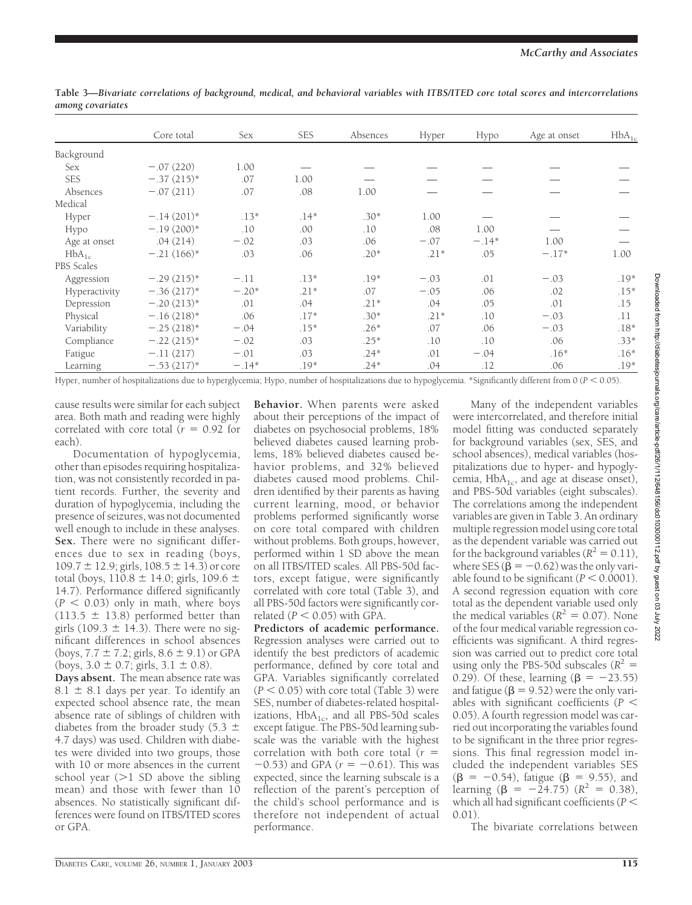**Table 3—Bivariate correlations of background, medical, and behavioral variables with ITBS/ITED core total scores and intercorrelations among covariates**

| | Core total | Sex | SES | Absences | Hyper | Hypo | Age at onset | $HbA_{1c}$ |
|---|---|---|---|---|---|---|---|---|
| Background | | | | | | | | |
| Sex | −.07 (220) | 1.00 | — | — | — | — | — | — |
| SES | −.37 (215)* | .07 | 1.00 | — | — | — | — | — |
| Absences | −.07 (211) | .07 | .08 | 1.00 | — | — | — | — |
| Medical | | | | | | | | |
| Hyper | −.14 (201)* | .13* | .14* | .30* | 1.00 | — | — | — |
| Hypo | −.19 (200)* | .10 | .00 | .10 | .08 | 1.00 | — | — |
| Age at onset | .04 (214) | −.02 | .03 | .06 | −.07 | −.14* | 1.00 | — |
| $HbA_{1c}$ | −.21 (166)* | .03 | .06 | .20* | .21* | .05 | −.17* | 1.00 |
| PBS Scales | | | | | | | | |
| Aggression | −.29 (215)* | −.11 | .13* | .19* | −.03 | .01 | −.03 | .19* |
| Hyperactivity | −.36 (217)* | −.20* | .21* | .07 | −.05 | .06 | .02 | .15* |
| Depression | −.20 (213)* | .01 | .04 | .21* | .04 | .05 | .01 | .15 |
| Physical | −.16 (218)* | .06 | .17* | .30* | .21* | .10 | −.03 | .11 |
| Variability | −.25 (218)* | −.04 | .15* | .26* | .07 | .06 | −.03 | .18* |
| Compliance | −.22 (215)* | −.02 | .03 | .25* | .10 | .10 | .06 | .33* |
| Fatigue | −.11 (217) | −.01 | .03 | .24* | .01 | −.04 | .16* | .16* |
| Learning | −.53 (217)* | −.14* | .19* | .24* | .04 | .12 | .06 | .19* |

Hyper, number of hospitalizations due to hyperglycemia; Hypo, number of hospitalizations due to hypoglycemia. *Significantly different from 0 ($P < 0.05$).

cause results were similar for each subject area. Both math and reading were highly correlated with core total ($r = 0.92$ for each).

Documentation of hypoglycemia, other than episodes requiring hospitalization, was not consistently recorded in patient records. Further, the severity and duration of hypoglycemia, including the presence of seizures, was not documented well enough to include in these analyses.

**Sex.** There were no significant differences due to sex in reading (boys, 109.7 ± 12.9; girls, 108.5 ± 14.3) or core total (boys, 110.8 ± 14.0; girls, 109.6 ± 14.7). Performance differed significantly ($P < 0.03$) only in math, where boys (113.5 ± 13.8) performed better than girls (109.3 ± 14.3). There were no significant differences in school absences (boys, 7.7 ± 7.2; girls, 8.6 ± 9.1) or GPA (boys, 3.0 ± 0.7; girls, 3.1 ± 0.8).

**Days absent.** The mean absence rate was 8.1 ± 8.1 days per year. To identify an expected school absence rate, the mean absence rate of siblings of children with diabetes from the broader study (5.3 ± 4.7 days) was used. Children with diabetes were divided into two groups, those with 10 or more absences in the current school year (>1 SD above the sibling mean) and those with fewer than 10 absences. No statistically significant differences were found on ITBS/ITED scores or GPA.

**Behavior.** When parents were asked about their perceptions of the impact of diabetes on psychosocial problems, 18% believed diabetes caused learning problems, 18% believed diabetes caused behavior problems, and 32% believed diabetes caused mood problems. Children identified by their parents as having current learning, mood, or behavior problems performed significantly worse on core total compared with children without problems. Both groups, however, performed within 1 SD above the mean on all ITBS/ITED scales. All PBS-50d factors, except fatigue, were significantly correlated with core total (Table 3), and all PBS-50d factors were significantly correlated ($P < 0.05$) with GPA.

**Predictors of academic performance.** Regression analyses were carried out to identify the best predictors of academic performance, defined by core total and GPA. Variables significantly correlated ($P < 0.05$) with core total (Table 3) were SES, number of diabetes-related hospitalizations, $HbA_{1c}$, and all PBS-50d scales except fatigue. The PBS-50d learning subscale was the variable with the highest correlation with both core total ($r = -0.53$) and GPA ($r = -0.61$). This was expected, since the learning subscale is a reflection of the parent's perception of the child's school performance and is therefore not independent of actual performance.

Many of the independent variables were intercorrelated, and therefore initial model fitting was conducted separately for background variables (sex, SES, and school absences), medical variables (hospitalizations due to hyper- and hypoglycemia, $HbA_{1c}$, and age at disease onset), and PBS-50d variables (eight subscales). The correlations among the independent variables are given in Table 3. An ordinary multiple regression model using core total as the dependent variable was carried out for the background variables ($R^2 = 0.11$), where SES ($\beta = -0.62$) was the only variable found to be significant ($P < 0.0001$). A second regression equation with core total as the dependent variable used only the medical variables ($R^2 = 0.07$). None of the four medical variable regression coefficients was significant. A third regression was carried out to predict core total using only the PBS-50d subscales ($R^2 = 0.29$). Of these, learning ($\beta = -23.55$) and fatigue ($\beta = 9.52$) were the only variables with significant coefficients ($P < 0.05$). A fourth regression model was carried out incorporating the variables found to be significant in the three prior regressions. This final regression model included the independent variables SES ($\beta = -0.54$), fatigue ($\beta = 9.55$), and learning ($\beta = -24.75$) ($R^2 = 0.38$), which all had significant coefficients ($P < 0.01$).

The bivariate correlations between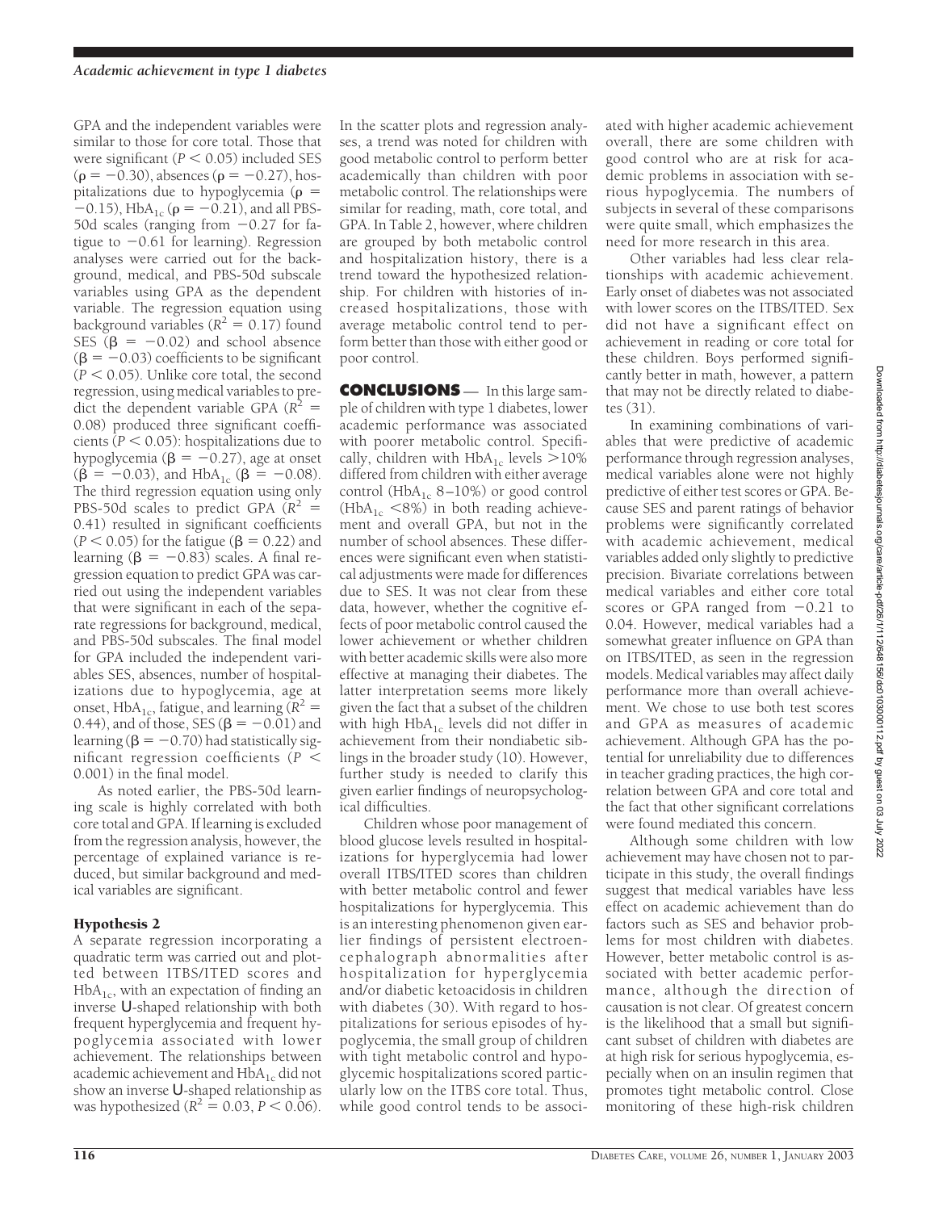GPA and the independent variables were similar to those for core total. Those that were significant ($P < 0.05$) included SES ($\rho = -0.30$), absences ($\rho = -0.27$), hospitalizations due to hypoglycemia ($\rho = -0.15$), $HbA_{1c}$ ($\rho = -0.21$), and all PBS-50d scales (ranging from $-0.27$ for fatigue to $-0.61$ for learning). Regression analyses were carried out for the background, medical, and PBS-50d subscale variables using GPA as the dependent variable. The regression equation using background variables ($R^2 = 0.17$) found SES ($\beta = -0.02$) and school absence ($\beta = -0.03$) coefficients to be significant ($P < 0.05$). Unlike core total, the second regression, using medical variables to predict the dependent variable GPA ($R^2 = 0.08$) produced three significant coefficients ($P < 0.05$): hospitalizations due to hypoglycemia ($\beta = -0.27$), age at onset ($\beta = -0.03$), and $HbA_{1c}$ ($\beta = -0.08$). The third regression equation using only PBS-50d scales to predict GPA ($R^2 = 0.41$) resulted in significant coefficients ($P < 0.05$) for the fatigue ($\beta = 0.22$) and learning ($\beta = -0.83$) scales. A final regression equation to predict GPA was carried out using the independent variables that were significant in each of the separate regressions for background, medical, and PBS-50d subscales. The final model for GPA included the independent variables SES, absences, number of hospitalizations due to hypoglycemia, age at onset, $HbA_{1c}$, fatigue, and learning ($R^2 = 0.44$), and of those, SES ($\beta = -0.01$) and learning ($\beta = -0.70$) had statistically significant regression coefficients ($P < 0.001$) in the final model.

As noted earlier, the PBS-50d learning scale is highly correlated with both core total and GPA. If learning is excluded from the regression analysis, however, the percentage of explained variance is reduced, but similar background and medical variables are significant.

### Hypothesis 2

A separate regression incorporating a quadratic term was carried out and plotted between ITBS/ITED scores and $HbA_{1c}$, with an expectation of finding an inverse U-shaped relationship with both frequent hyperglycemia and frequent hypoglycemia associated with lower achievement. The relationships between academic achievement and $HbA_{1c}$ did not show an inverse U-shaped relationship as was hypothesized ($R^2 = 0.03$, $P < 0.06$). In the scatter plots and regression analyses, a trend was noted for children with good metabolic control to perform better academically than children with poor metabolic control. The relationships were similar for reading, math, core total, and GPA. In Table 2, however, where children are grouped by both metabolic control and hospitalization history, there is a trend toward the hypothesized relationship. For children with histories of increased hospitalizations, those with average metabolic control tend to perform better than those with either good or poor control.

## CONCLUSIONS

In this large sample of children with type 1 diabetes, lower academic performance was associated with poorer metabolic control. Specifically, children with $HbA_{1c}$ levels $>10\%$ differed from children with either average control ($HbA_{1c}$ 8–10%) or good control ($HbA_{1c}$ $<8\%$) in both reading achievement and overall GPA, but not in the number of school absences. These differences were significant even when statistical adjustments were made for differences due to SES. It was not clear from these data, however, whether the cognitive effects of poor metabolic control caused the lower achievement or whether children with better academic skills were also more effective at managing their diabetes. The latter interpretation seems more likely given the fact that a subset of the children with high $HbA_{1c}$ levels did not differ in achievement from their nondiabetic siblings in the broader study (10). However, further study is needed to clarify this given earlier findings of neuropsychological difficulties.

Children whose poor management of blood glucose levels resulted in hospitalizations for hyperglycemia had lower overall ITBS/ITED scores than children with better metabolic control and fewer hospitalizations for hyperglycemia. This is an interesting phenomenon given earlier findings of persistent electroencephalograph abnormalities after hospitalization for hyperglycemia and/or diabetic ketoacidosis in children with diabetes (30). With regard to hospitalizations for serious episodes of hypoglycemia, the small group of children with tight metabolic control and hypoglycemic hospitalizations scored particularly low on the ITBS core total. Thus, while good control tends to be associated with higher academic achievement overall, there are some children with good control who are at risk for academic problems in association with serious hypoglycemia. The numbers of subjects in several of these comparisons were quite small, which emphasizes the need for more research in this area.

Other variables had less clear relationships with academic achievement. Early onset of diabetes was not associated with lower scores on the ITBS/ITED. Sex did not have a significant effect on achievement in reading or core total for these children. Boys performed significantly better in math, however, a pattern that may not be directly related to diabetes (31).

In examining combinations of variables that were predictive of academic performance through regression analyses, medical variables alone were not highly predictive of either test scores or GPA. Because SES and parent ratings of behavior problems were significantly correlated with academic achievement, medical variables added only slightly to predictive precision. Bivariate correlations between medical variables and either core total scores or GPA ranged from $-0.21$ to 0.04. However, medical variables had a somewhat greater influence on GPA than on ITBS/ITED, as seen in the regression models. Medical variables may affect daily performance more than overall achievement. We chose to use both test scores and GPA as measures of academic achievement. Although GPA has the potential for unreliability due to differences in teacher grading practices, the high correlation between GPA and core total and the fact that other significant correlations were found mediated this concern.

Although some children with low achievement may have chosen not to participate in this study, the overall findings suggest that medical variables have less effect on academic achievement than do factors such as SES and behavior problems for most children with diabetes. However, better metabolic control is associated with better academic performance, although the direction of causation is not clear. Of greatest concern is the likelihood that a small but significant subset of children with diabetes are at high risk for serious hypoglycemia, especially when on an insulin regimen that promotes tight metabolic control. Close monitoring of these high-risk children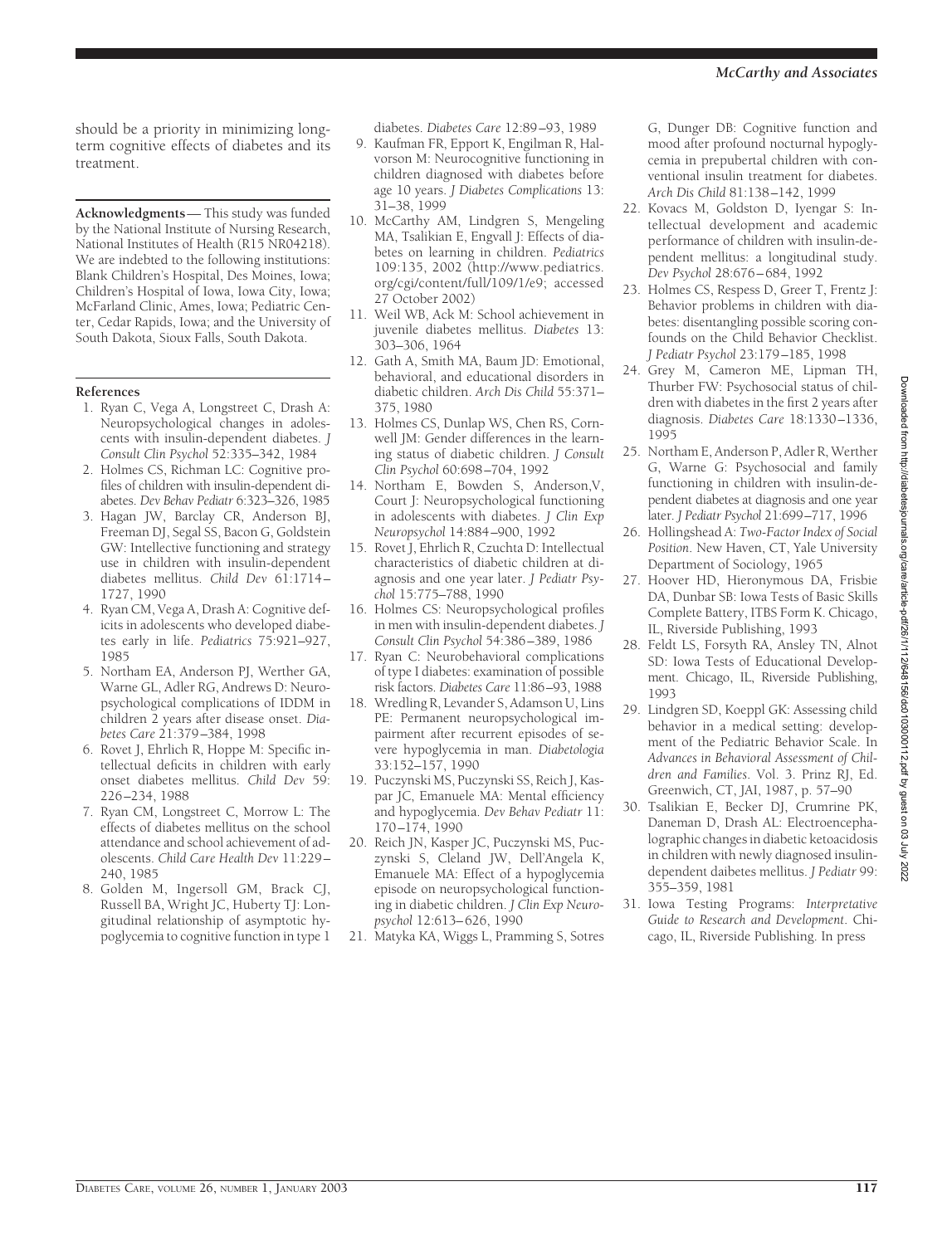should be a priority in minimizing long-term cognitive effects of diabetes and its treatment.

**Acknowledgments**— This study was funded by the National Institute of Nursing Research, National Institutes of Health (R15 NR04218). We are indebted to the following institutions: Blank Children's Hospital, Des Moines, Iowa; Children's Hospital of Iowa, Iowa City, Iowa; McFarland Clinic, Ames, Iowa; Pediatric Center, Cedar Rapids, Iowa; and the University of South Dakota, Sioux Falls, South Dakota.

## References

1. Ryan C, Vega A, Longstreet C, Drash A: Neuropsychological changes in adolescents with insulin-dependent diabetes. *J Consult Clin Psychol* 52:335–342, 1984
2. Holmes CS, Richman LC: Cognitive profiles of children with insulin-dependent diabetes. *Dev Behav Pediatr* 6:323–326, 1985
3. Hagan JW, Barclay CR, Anderson BJ, Freeman DJ, Segal SS, Bacon G, Goldstein GW: Intellective functioning and strategy use in children with insulin-dependent diabetes mellitus. *Child Dev* 61:1714–1727, 1990
4. Ryan CM, Vega A, Drash A: Cognitive deficits in adolescents who developed diabetes early in life. *Pediatrics* 75:921–927, 1985
5. Northam EA, Anderson PJ, Werther GA, Warne GL, Adler RG, Andrews D: Neuropsychological complications of IDDM in children 2 years after disease onset. *Diabetes Care* 21:379–384, 1998
6. Rovet J, Ehrlich R, Hoppe M: Specific intellectual deficits in children with early onset diabetes mellitus. *Child Dev* 59: 226–234, 1988
7. Ryan CM, Longstreet C, Morrow L: The effects of diabetes mellitus on the school attendance and school achievement of adolescents. *Child Care Health Dev* 11:229–240, 1985
8. Golden M, Ingersoll GM, Brack CJ, Russell BA, Wright JC, Huberty TJ: Longitudinal relationship of asymptotic hypoglycemia to cognitive function in type 1 diabetes. *Diabetes Care* 12:89–93, 1989
9. Kaufman FR, Epport K, Engilman R, Halvorson M: Neurocognitive functioning in children diagnosed with diabetes before age 10 years. *J Diabetes Complications* 13: 31–38, 1999
10. McCarthy AM, Lindgren S, Mengeling MA, Tsalikian E, Engvall J: Effects of diabetes on learning in children. *Pediatrics* 109:135, 2002 (http://www.pediatrics.org/cgi/content/full/109/1/e9; accessed 27 October 2002)
11. Weil WB, Ack M: School achievement in juvenile diabetes mellitus. *Diabetes* 13: 303–306, 1964
12. Gath A, Smith MA, Baum JD: Emotional, behavioral, and educational disorders in diabetic children. *Arch Dis Child* 55:371–375, 1980
13. Holmes CS, Dunlap WS, Chen RS, Cornwell JM: Gender differences in the learning status of diabetic children. *J Consult Clin Psychol* 60:698–704, 1992
14. Northam E, Bowden S, Anderson,V, Court J: Neuropsychological functioning in adolescents with diabetes. *J Clin Exp Neuropsychol* 14:884–900, 1992
15. Rovet J, Ehrlich R, Czuchta D: Intellectual characteristics of diabetic children at diagnosis and one year later. *J Pediatr Psychol* 15:775–788, 1990
16. Holmes CS: Neuropsychological profiles in men with insulin-dependent diabetes. *J Consult Clin Psychol* 54:386–389, 1986
17. Ryan C: Neurobehavioral complications of type I diabetes: examination of possible risk factors. *Diabetes Care* 11:86–93, 1988
18. Wredling R, Levander S, Adamson U, Lins PE: Permanent neuropsychological impairment after recurrent episodes of severe hypoglycemia in man. *Diabetologia* 33:152–157, 1990
19. Puczynski MS, Puczynski SS, Reich J, Kaspar JC, Emanuele MA: Mental efficiency and hypoglycemia. *Dev Behav Pediatr* 11: 170–174, 1990
20. Reich JN, Kasper JC, Puczynski MS, Puczynski S, Cleland JW, Dell'Angela K, Emanuele MA: Effect of a hypoglycemia episode on neuropsychological functioning in diabetic children. *J Clin Exp Neuropsychol* 12:613–626, 1990
21. Matyka KA, Wiggs L, Pramming S, Sotres G, Dunger DB: Cognitive function and mood after profound nocturnal hypoglycemia in prepubertal children with conventional insulin treatment for diabetes. *Arch Dis Child* 81:138–142, 1999
22. Kovacs M, Goldston D, Iyengar S: Intellectual development and academic performance of children with insulin-dependent mellitus: a longitudinal study. *Dev Psychol* 28:676–684, 1992
23. Holmes CS, Respess D, Greer T, Frentz J: Behavior problems in children with diabetes: disentangling possible scoring confounds on the Child Behavior Checklist. *J Pediatr Psychol* 23:179–185, 1998
24. Grey M, Cameron ME, Lipman TH, Thurber FW: Psychosocial status of children with diabetes in the first 2 years after diagnosis. *Diabetes Care* 18:1330–1336, 1995
25. Northam E, Anderson P, Adler R, Werther G, Warne G: Psychosocial and family functioning in children with insulin-dependent diabetes at diagnosis and one year later. *J Pediatr Psychol* 21:699–717, 1996
26. Hollingshead A: *Two-Factor Index of Social Position*. New Haven, CT, Yale University Department of Sociology, 1965
27. Hoover HD, Hieronymous DA, Frisbie DA, Dunbar SB: Iowa Tests of Basic Skills Complete Battery, ITBS Form K. Chicago, IL, Riverside Publishing, 1993
28. Feldt LS, Forsyth RA, Ansley TN, Alnot SD: Iowa Tests of Educational Development. Chicago, IL, Riverside Publishing, 1993
29. Lindgren SD, Koeppl GK: Assessing child behavior in a medical setting: development of the Pediatric Behavior Scale. In *Advances in Behavioral Assessment of Children and Families*. Vol. 3. Prinz RJ, Ed. Greenwich, CT, JAI, 1987, p. 57–90
30. Tsalikian E, Becker DJ, Crumrine PK, Daneman D, Drash AL: Electroencephalographic changes in diabetic ketoacidosis in children with newly diagnosed insulin-dependent daibetes mellitus. *J Pediatr* 99: 355–359, 1981
31. Iowa Testing Programs: *Interpretative Guide to Research and Development*. Chicago, IL, Riverside Publishing. In press